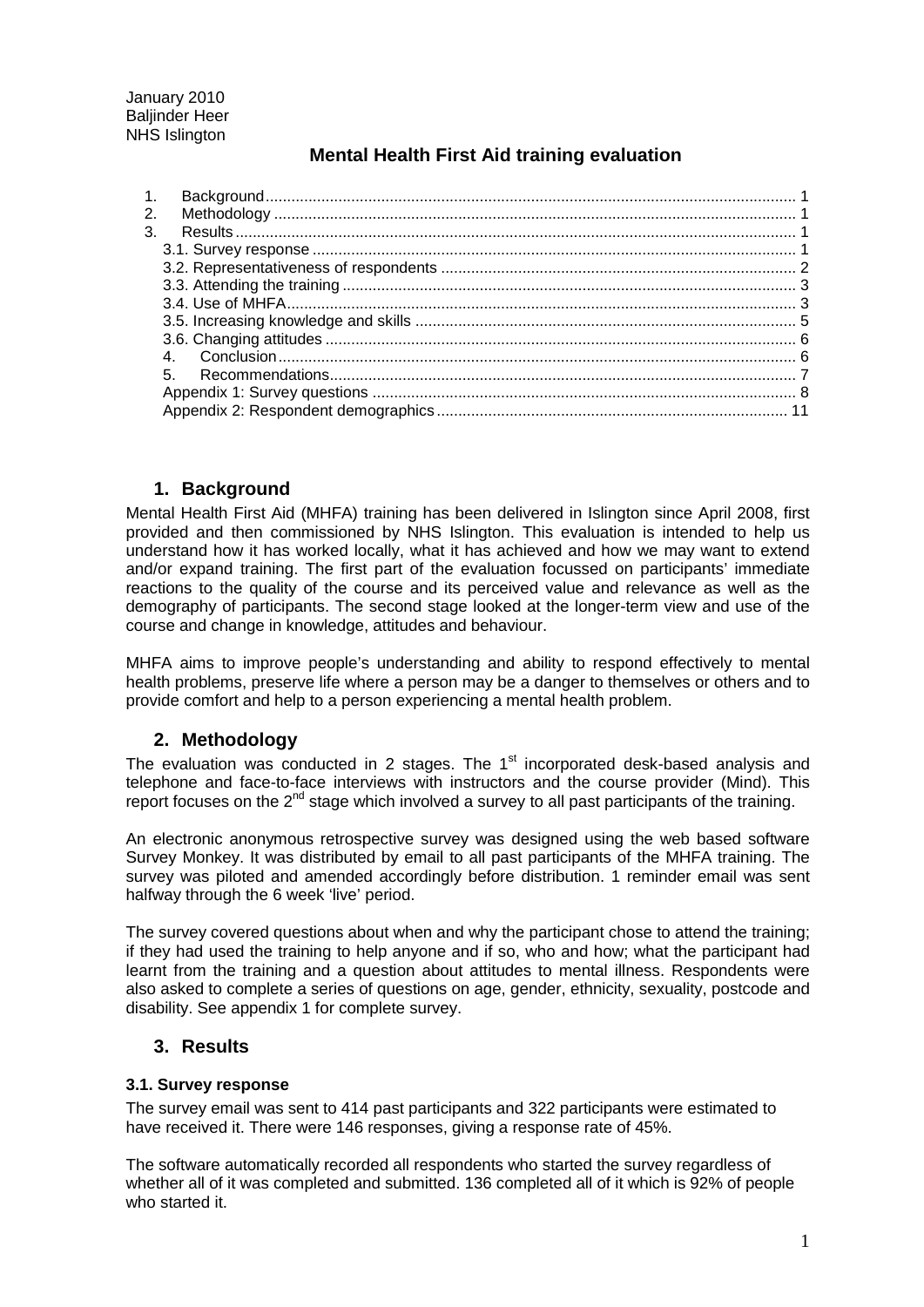January 2010
Baljinder Heer
NHS Islington

# Mental Health First Aid training evaluation

1. Background ........ 1
2. Methodology ........ 1
3. Results ........ 1
   - 3.1. Survey response ........ 1
   - 3.2. Representativeness of respondents ........ 2
   - 3.3. Attending the training ........ 3
   - 3.4. Use of MHFA ........ 3
   - 3.5. Increasing knowledge and skills ........ 5
   - 3.6. Changing attitudes ........ 6
   - 4. Conclusion ........ 6
   - 5. Recommendations ........ 7
   - Appendix 1: Survey questions ........ 8
   - Appendix 2: Respondent demographics ........ 11

## 1. Background

Mental Health First Aid (MHFA) training has been delivered in Islington since April 2008, first provided and then commissioned by NHS Islington. This evaluation is intended to help us understand how it has worked locally, what it has achieved and how we may want to extend and/or expand training. The first part of the evaluation focussed on participants' immediate reactions to the quality of the course and its perceived value and relevance as well as the demography of participants. The second stage looked at the longer-term view and use of the course and change in knowledge, attitudes and behaviour.

MHFA aims to improve people's understanding and ability to respond effectively to mental health problems, preserve life where a person may be a danger to themselves or others and to provide comfort and help to a person experiencing a mental health problem.

## 2. Methodology

The evaluation was conducted in 2 stages. The 1st incorporated desk-based analysis and telephone and face-to-face interviews with instructors and the course provider (Mind). This report focuses on the 2nd stage which involved a survey to all past participants of the training.

An electronic anonymous retrospective survey was designed using the web based software Survey Monkey. It was distributed by email to all past participants of the MHFA training. The survey was piloted and amended accordingly before distribution. 1 reminder email was sent halfway through the 6 week 'live' period.

The survey covered questions about when and why the participant chose to attend the training; if they had used the training to help anyone and if so, who and how; what the participant had learnt from the training and a question about attitudes to mental illness. Respondents were also asked to complete a series of questions on age, gender, ethnicity, sexuality, postcode and disability. See appendix 1 for complete survey.

## 3. Results

### 3.1. Survey response

The survey email was sent to 414 past participants and 322 participants were estimated to have received it. There were 146 responses, giving a response rate of 45%.

The software automatically recorded all respondents who started the survey regardless of whether all of it was completed and submitted. 136 completed all of it which is 92% of people who started it.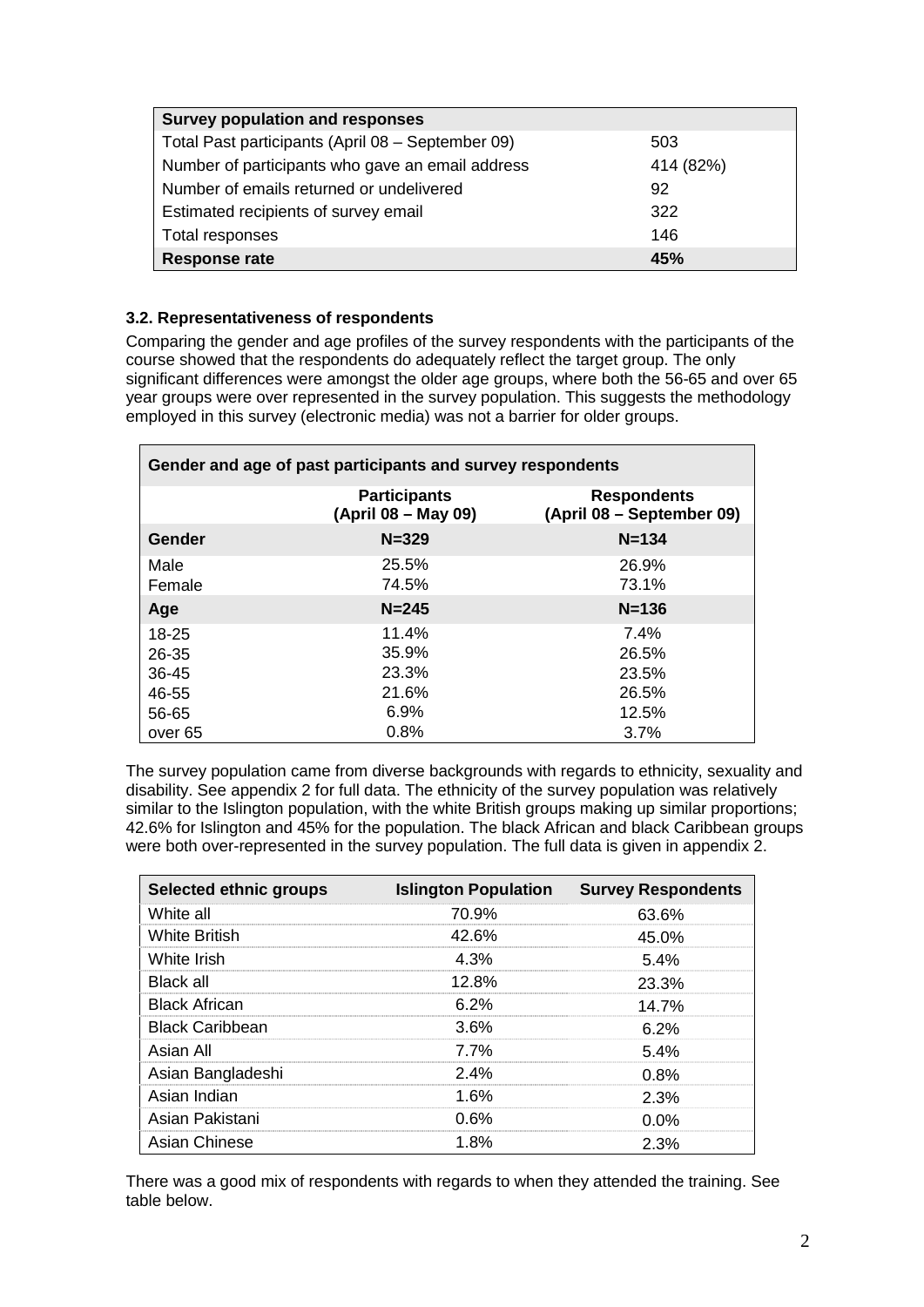| Survey population and responses | |
|---|---|
| Total Past participants (April 08 – September 09) | 503 |
| Number of participants who gave an email address | 414 (82%) |
| Number of emails returned or undelivered | 92 |
| Estimated recipients of survey email | 322 |
| Total responses | 146 |
| **Response rate** | **45%** |

### 3.2. Representativeness of respondents

Comparing the gender and age profiles of the survey respondents with the participants of the course showed that the respondents do adequately reflect the target group. The only significant differences were amongst the older age groups, where both the 56-65 and over 65 year groups were over represented in the survey population. This suggests the methodology employed in this survey (electronic media) was not a barrier for older groups.

| Gender and age of past participants and survey respondents | | |
|---|---|---|
| | **Participants (April 08 – May 09)** | **Respondents (April 08 – September 09)** |
| **Gender** | **N=329** | **N=134** |
| Male | 25.5% | 26.9% |
| Female | 74.5% | 73.1% |
| **Age** | **N=245** | **N=136** |
| 18-25 | 11.4% | 7.4% |
| 26-35 | 35.9% | 26.5% |
| 36-45 | 23.3% | 23.5% |
| 46-55 | 21.6% | 26.5% |
| 56-65 | 6.9% | 12.5% |
| over 65 | 0.8% | 3.7% |

The survey population came from diverse backgrounds with regards to ethnicity, sexuality and disability. See appendix 2 for full data. The ethnicity of the survey population was relatively similar to the Islington population, with the white British groups making up similar proportions; 42.6% for Islington and 45% for the population. The black African and black Caribbean groups were both over-represented in the survey population. The full data is given in appendix 2.

| Selected ethnic groups | Islington Population | Survey Respondents |
|---|---|---|
| White all | 70.9% | 63.6% |
| White British | 42.6% | 45.0% |
| White Irish | 4.3% | 5.4% |
| Black all | 12.8% | 23.3% |
| Black African | 6.2% | 14.7% |
| Black Caribbean | 3.6% | 6.2% |
| Asian All | 7.7% | 5.4% |
| Asian Bangladeshi | 2.4% | 0.8% |
| Asian Indian | 1.6% | 2.3% |
| Asian Pakistani | 0.6% | 0.0% |
| Asian Chinese | 1.8% | 2.3% |

There was a good mix of respondents with regards to when they attended the training. See table below.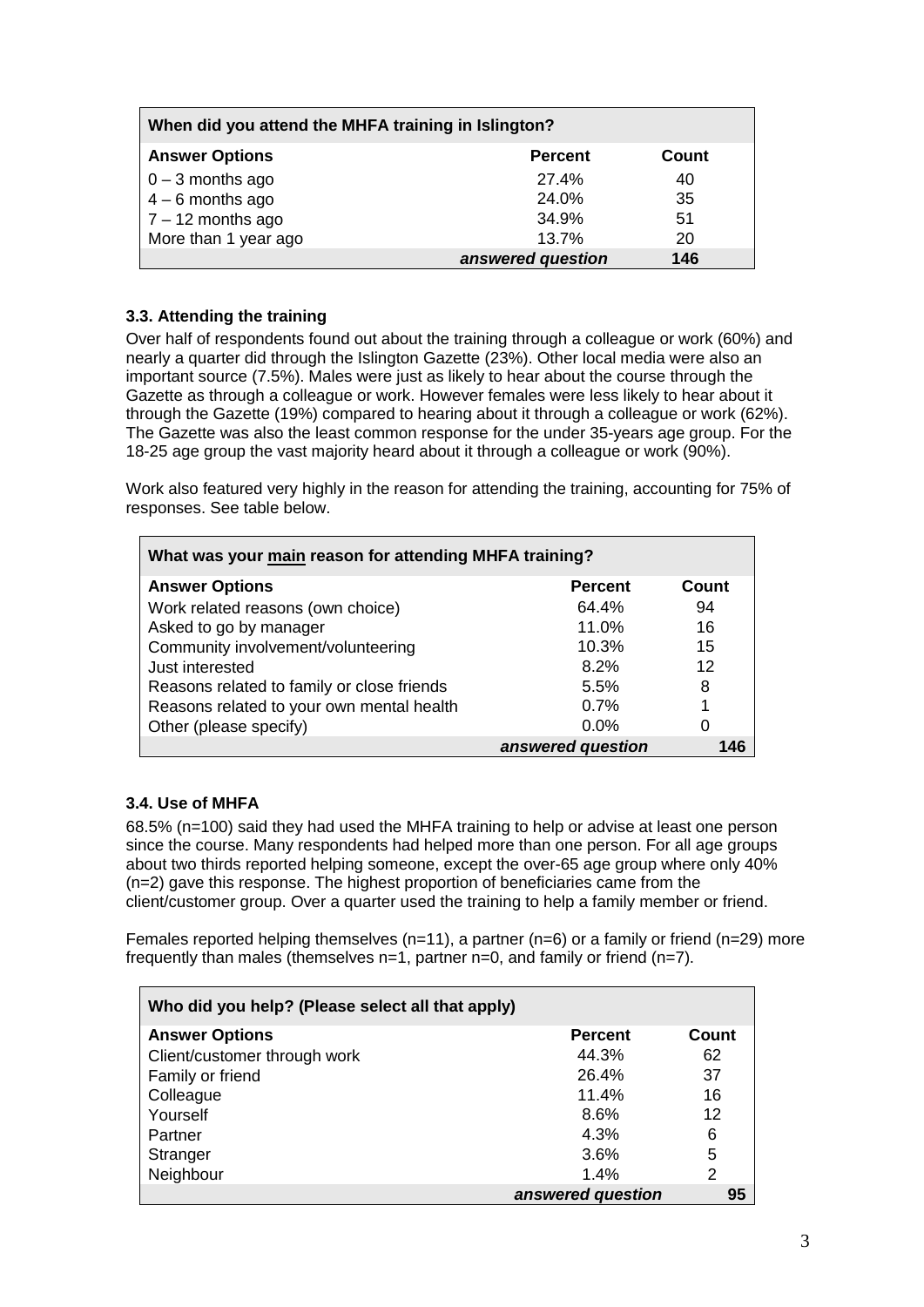| When did you attend the MHFA training in Islington? | | |
|---|---|---|
| **Answer Options** | **Percent** | **Count** |
| 0 – 3 months ago | 27.4% | 40 |
| 4 – 6 months ago | 24.0% | 35 |
| 7 – 12 months ago | 34.9% | 51 |
| More than 1 year ago | 13.7% | 20 |
| | ***answered question*** | **146** |

### 3.3. Attending the training

Over half of respondents found out about the training through a colleague or work (60%) and nearly a quarter did through the Islington Gazette (23%). Other local media were also an important source (7.5%). Males were just as likely to hear about the course through the Gazette as through a colleague or work. However females were less likely to hear about it through the Gazette (19%) compared to hearing about it through a colleague or work (62%). The Gazette was also the least common response for the under 35-years age group. For the 18-25 age group the vast majority heard about it through a colleague or work (90%).

Work also featured very highly in the reason for attending the training, accounting for 75% of responses. See table below.

| What was your main reason for attending MHFA training? | | |
|---|---|---|
| **Answer Options** | **Percent** | **Count** |
| Work related reasons (own choice) | 64.4% | 94 |
| Asked to go by manager | 11.0% | 16 |
| Community involvement/volunteering | 10.3% | 15 |
| Just interested | 8.2% | 12 |
| Reasons related to family or close friends | 5.5% | 8 |
| Reasons related to your own mental health | 0.7% | 1 |
| Other (please specify) | 0.0% | 0 |
| | ***answered question*** | **146** |

### 3.4. Use of MHFA

68.5% (n=100) said they had used the MHFA training to help or advise at least one person since the course. Many respondents had helped more than one person. For all age groups about two thirds reported helping someone, except the over-65 age group where only 40% (n=2) gave this response. The highest proportion of beneficiaries came from the client/customer group. Over a quarter used the training to help a family member or friend.

Females reported helping themselves (n=11), a partner (n=6) or a family or friend (n=29) more frequently than males (themselves n=1, partner n=0, and family or friend (n=7).

| Who did you help? (Please select all that apply) | | |
|---|---|---|
| **Answer Options** | **Percent** | **Count** |
| Client/customer through work | 44.3% | 62 |
| Family or friend | 26.4% | 37 |
| Colleague | 11.4% | 16 |
| Yourself | 8.6% | 12 |
| Partner | 4.3% | 6 |
| Stranger | 3.6% | 5 |
| Neighbour | 1.4% | 2 |
| | ***answered question*** | **95** |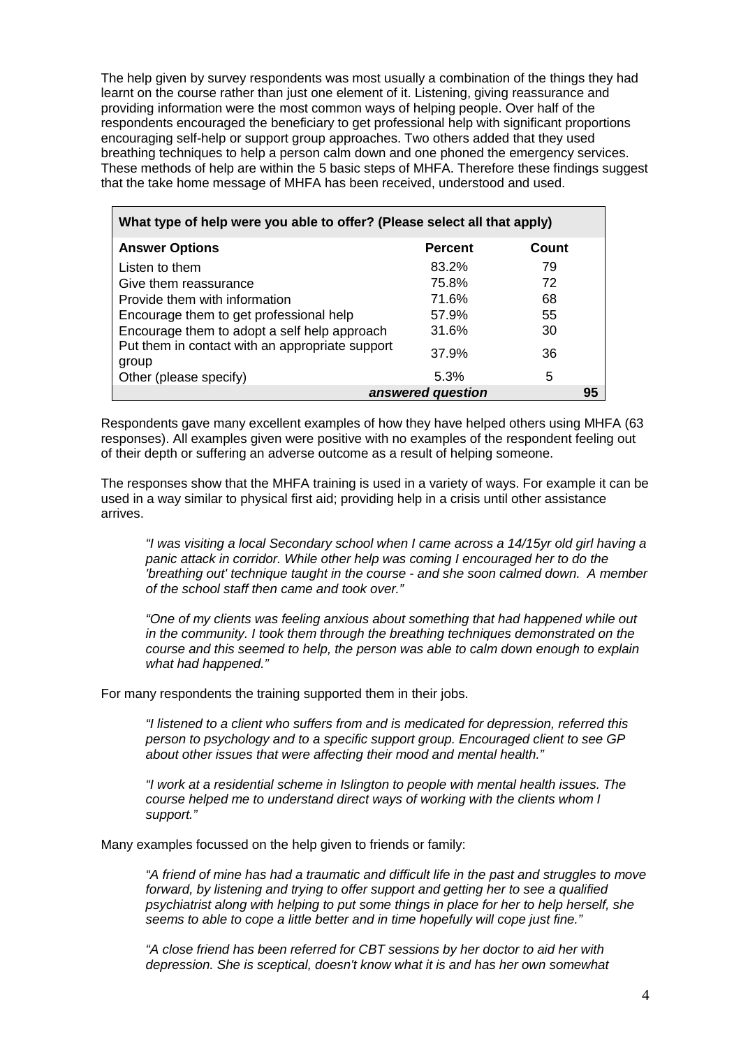The help given by survey respondents was most usually a combination of the things they had learnt on the course rather than just one element of it. Listening, giving reassurance and providing information were the most common ways of helping people. Over half of the respondents encouraged the beneficiary to get professional help with significant proportions encouraging self-help or support group approaches. Two others added that they used breathing techniques to help a person calm down and one phoned the emergency services. These methods of help are within the 5 basic steps of MHFA. Therefore these findings suggest that the take home message of MHFA has been received, understood and used.

| **What type of help were you able to offer? (Please select all that apply)** | | |
|---|---|---|
| **Answer Options** | **Percent** | **Count** |
| Listen to them | 83.2% | 79 |
| Give them reassurance | 75.8% | 72 |
| Provide them with information | 71.6% | 68 |
| Encourage them to get professional help | 57.9% | 55 |
| Encourage them to adopt a self help approach | 31.6% | 30 |
| Put them in contact with an appropriate support group | 37.9% | 36 |
| Other (please specify) | 5.3% | 5 |
| | ***answered question*** | **95** |

Respondents gave many excellent examples of how they have helped others using MHFA (63 responses). All examples given were positive with no examples of the respondent feeling out of their depth or suffering an adverse outcome as a result of helping someone.

The responses show that the MHFA training is used in a variety of ways. For example it can be used in a way similar to physical first aid; providing help in a crisis until other assistance arrives.

> *"I was visiting a local Secondary school when I came across a 14/15yr old girl having a panic attack in corridor. While other help was coming I encouraged her to do the 'breathing out' technique taught in the course - and she soon calmed down. A member of the school staff then came and took over."*

> *"One of my clients was feeling anxious about something that had happened while out in the community. I took them through the breathing techniques demonstrated on the course and this seemed to help, the person was able to calm down enough to explain what had happened."*

For many respondents the training supported them in their jobs.

> *"I listened to a client who suffers from and is medicated for depression, referred this person to psychology and to a specific support group. Encouraged client to see GP about other issues that were affecting their mood and mental health."*

> *"I work at a residential scheme in Islington to people with mental health issues. The course helped me to understand direct ways of working with the clients whom I support."*

Many examples focussed on the help given to friends or family:

> *"A friend of mine has had a traumatic and difficult life in the past and struggles to move forward, by listening and trying to offer support and getting her to see a qualified psychiatrist along with helping to put some things in place for her to help herself, she seems to able to cope a little better and in time hopefully will cope just fine."*

> *"A close friend has been referred for CBT sessions by her doctor to aid her with depression. She is sceptical, doesn't know what it is and has her own somewhat*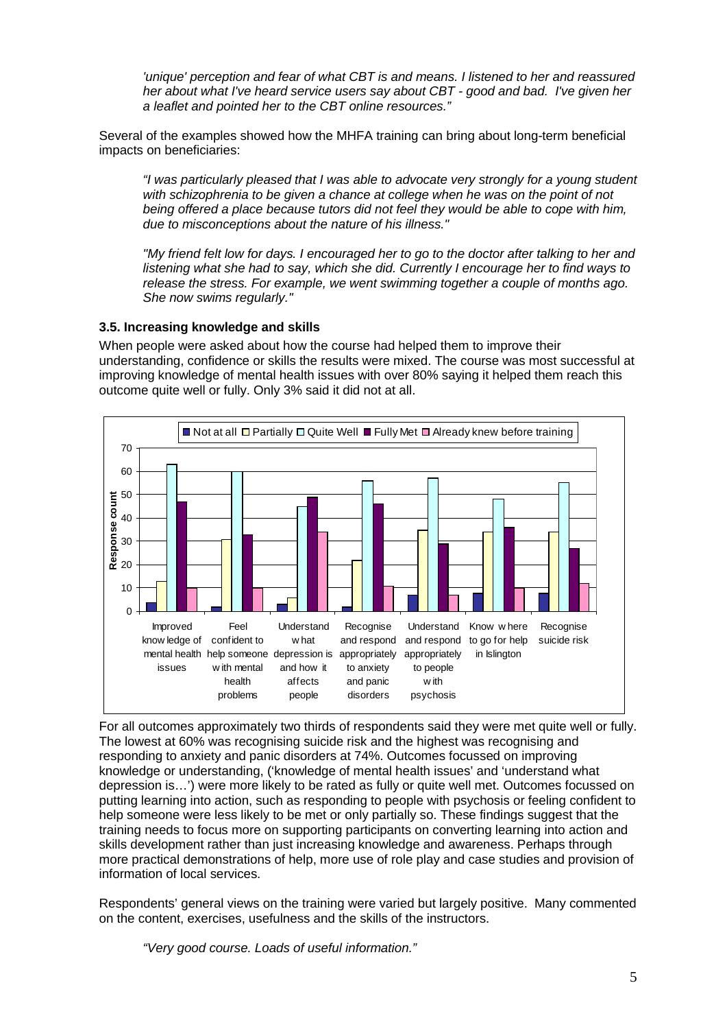*'unique' perception and fear of what CBT is and means. I listened to her and reassured her about what I've heard service users say about CBT - good and bad. I've given her a leaflet and pointed her to the CBT online resources."*

Several of the examples showed how the MHFA training can bring about long-term beneficial impacts on beneficiaries:

*"I was particularly pleased that I was able to advocate very strongly for a young student with schizophrenia to be given a chance at college when he was on the point of not being offered a place because tutors did not feel they would be able to cope with him, due to misconceptions about the nature of his illness."*

*"My friend felt low for days. I encouraged her to go to the doctor after talking to her and listening what she had to say, which she did. Currently I encourage her to find ways to release the stress. For example, we went swimming together a couple of months ago. She now swims regularly."*

### 3.5. Increasing knowledge and skills

When people were asked about how the course had helped them to improve their understanding, confidence or skills the results were mixed. The course was most successful at improving knowledge of mental health issues with over 80% saying it helped them reach this outcome quite well or fully. Only 3% said it did not at all.

| Outcome | Not at all | Partially | Quite Well | Fully Met | Already knew before training |
|---|---|---|---|---|---|
| Improved knowledge of mental health issues | 4 | 13 | 63 | 47 | 10 |
| Feel confident to help someone with mental health problems | 2 | 31 | 60 | 33 | 10 |
| Understand what depression is and how it affects people | 3 | 6 | 45 | 49 | 34 |
| Recognise and respond appropriately to anxiety and panic disorders | 2 | 22 | 56 | 46 | 11 |
| Understand and respond appropriately to people with psychosis | 7 | 35 | 57 | 29 | 7 |
| Know where to go for help in Islington | 8 | 34 | 48 | 36 | 10 |
| Recognise suicide risk | 8 | 34 | 55 | 27 | 12 |

(Response count)

For all outcomes approximately two thirds of respondents said they were met quite well or fully. The lowest at 60% was recognising suicide risk and the highest was recognising and responding to anxiety and panic disorders at 74%. Outcomes focussed on improving knowledge or understanding, ('knowledge of mental health issues' and 'understand what depression is…') were more likely to be rated as fully or quite well met. Outcomes focussed on putting learning into action, such as responding to people with psychosis or feeling confident to help someone were less likely to be met or only partially so. These findings suggest that the training needs to focus more on supporting participants on converting learning into action and skills development rather than just increasing knowledge and awareness. Perhaps through more practical demonstrations of help, more use of role play and case studies and provision of information of local services.

Respondents' general views on the training were varied but largely positive. Many commented on the content, exercises, usefulness and the skills of the instructors.

*"Very good course. Loads of useful information."*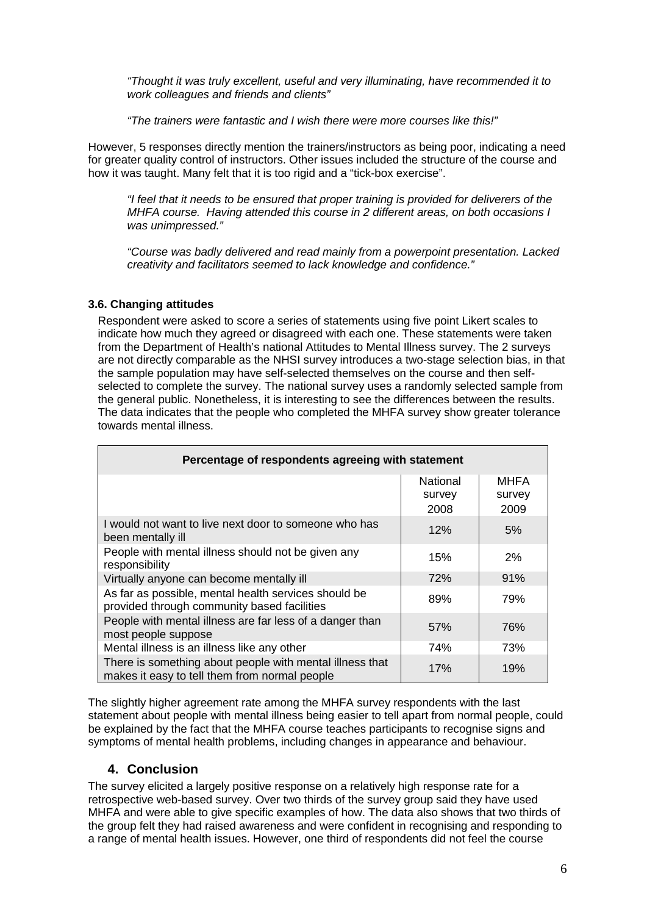*"Thought it was truly excellent, useful and very illuminating, have recommended it to work colleagues and friends and clients"*

*"The trainers were fantastic and I wish there were more courses like this!"*

However, 5 responses directly mention the trainers/instructors as being poor, indicating a need for greater quality control of instructors. Other issues included the structure of the course and how it was taught. Many felt that it is too rigid and a "tick-box exercise".

*"I feel that it needs to be ensured that proper training is provided for deliverers of the MHFA course. Having attended this course in 2 different areas, on both occasions I was unimpressed."*

*"Course was badly delivered and read mainly from a powerpoint presentation. Lacked creativity and facilitators seemed to lack knowledge and confidence."*

### 3.6. Changing attitudes

Respondent were asked to score a series of statements using five point Likert scales to indicate how much they agreed or disagreed with each one. These statements were taken from the Department of Health's national Attitudes to Mental Illness survey. The 2 surveys are not directly comparable as the NHSI survey introduces a two-stage selection bias, in that the sample population may have self-selected themselves on the course and then self-selected to complete the survey. The national survey uses a randomly selected sample from the general public. Nonetheless, it is interesting to see the differences between the results. The data indicates that the people who completed the MHFA survey show greater tolerance towards mental illness.

| Percentage of respondents agreeing with statement | | |
|---|---|---|
| | National survey 2008 | MHFA survey 2009 |
| I would not want to live next door to someone who has been mentally ill | 12% | 5% |
| People with mental illness should not be given any responsibility | 15% | 2% |
| Virtually anyone can become mentally ill | 72% | 91% |
| As far as possible, mental health services should be provided through community based facilities | 89% | 79% |
| People with mental illness are far less of a danger than most people suppose | 57% | 76% |
| Mental illness is an illness like any other | 74% | 73% |
| There is something about people with mental illness that makes it easy to tell them from normal people | 17% | 19% |

The slightly higher agreement rate among the MHFA survey respondents with the last statement about people with mental illness being easier to tell apart from normal people, could be explained by the fact that the MHFA course teaches participants to recognise signs and symptoms of mental health problems, including changes in appearance and behaviour.

## 4. Conclusion

The survey elicited a largely positive response on a relatively high response rate for a retrospective web-based survey. Over two thirds of the survey group said they have used MHFA and were able to give specific examples of how. The data also shows that two thirds of the group felt they had raised awareness and were confident in recognising and responding to a range of mental health issues. However, one third of respondents did not feel the course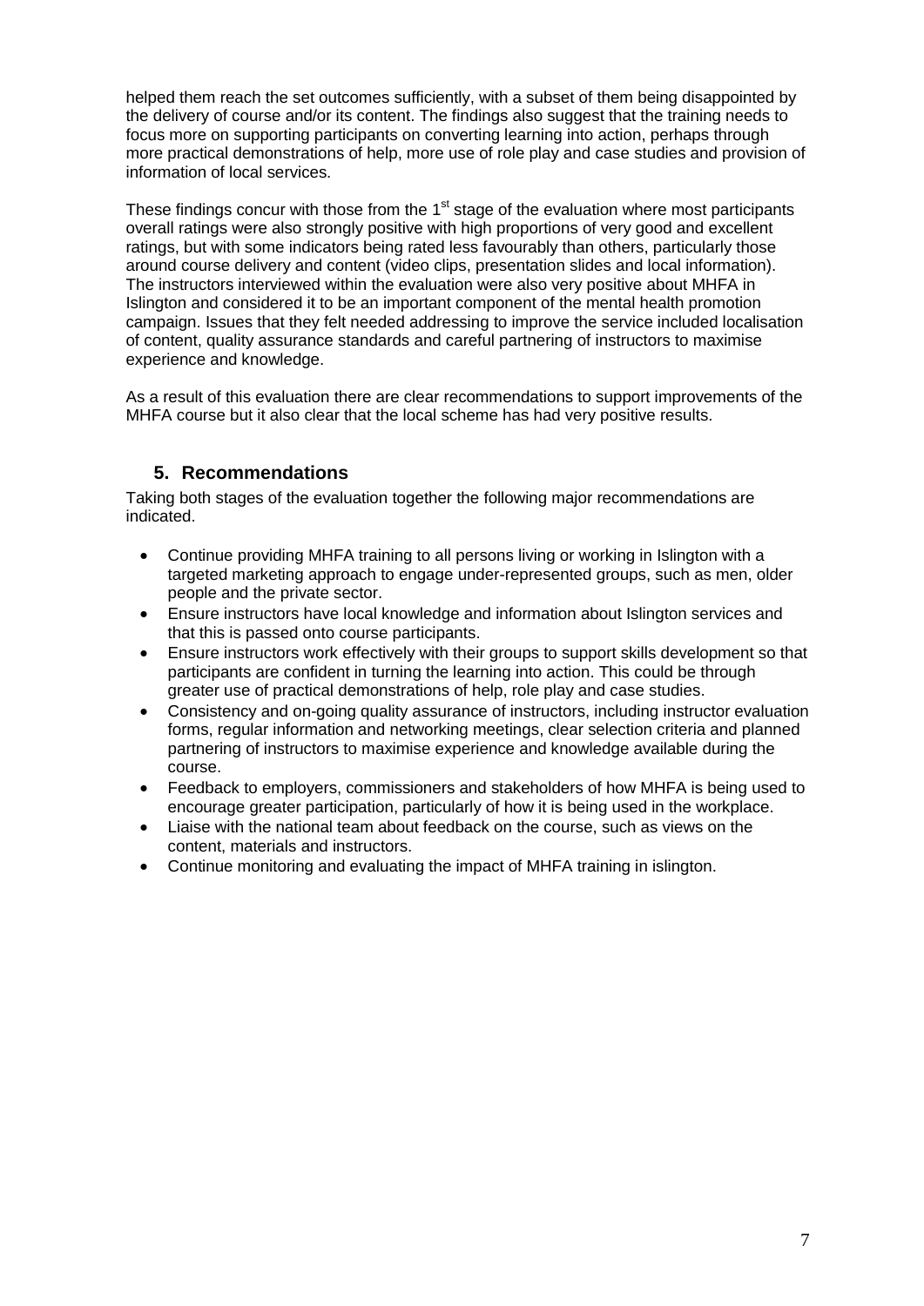helped them reach the set outcomes sufficiently, with a subset of them being disappointed by the delivery of course and/or its content. The findings also suggest that the training needs to focus more on supporting participants on converting learning into action, perhaps through more practical demonstrations of help, more use of role play and case studies and provision of information of local services.

These findings concur with those from the 1st stage of the evaluation where most participants overall ratings were also strongly positive with high proportions of very good and excellent ratings, but with some indicators being rated less favourably than others, particularly those around course delivery and content (video clips, presentation slides and local information). The instructors interviewed within the evaluation were also very positive about MHFA in Islington and considered it to be an important component of the mental health promotion campaign. Issues that they felt needed addressing to improve the service included localisation of content, quality assurance standards and careful partnering of instructors to maximise experience and knowledge.

As a result of this evaluation there are clear recommendations to support improvements of the MHFA course but it also clear that the local scheme has had very positive results.

## 5. Recommendations

Taking both stages of the evaluation together the following major recommendations are indicated.

- Continue providing MHFA training to all persons living or working in Islington with a targeted marketing approach to engage under-represented groups, such as men, older people and the private sector.
- Ensure instructors have local knowledge and information about Islington services and that this is passed onto course participants.
- Ensure instructors work effectively with their groups to support skills development so that participants are confident in turning the learning into action. This could be through greater use of practical demonstrations of help, role play and case studies.
- Consistency and on-going quality assurance of instructors, including instructor evaluation forms, regular information and networking meetings, clear selection criteria and planned partnering of instructors to maximise experience and knowledge available during the course.
- Feedback to employers, commissioners and stakeholders of how MHFA is being used to encourage greater participation, particularly of how it is being used in the workplace.
- Liaise with the national team about feedback on the course, such as views on the content, materials and instructors.
- Continue monitoring and evaluating the impact of MHFA training in islington.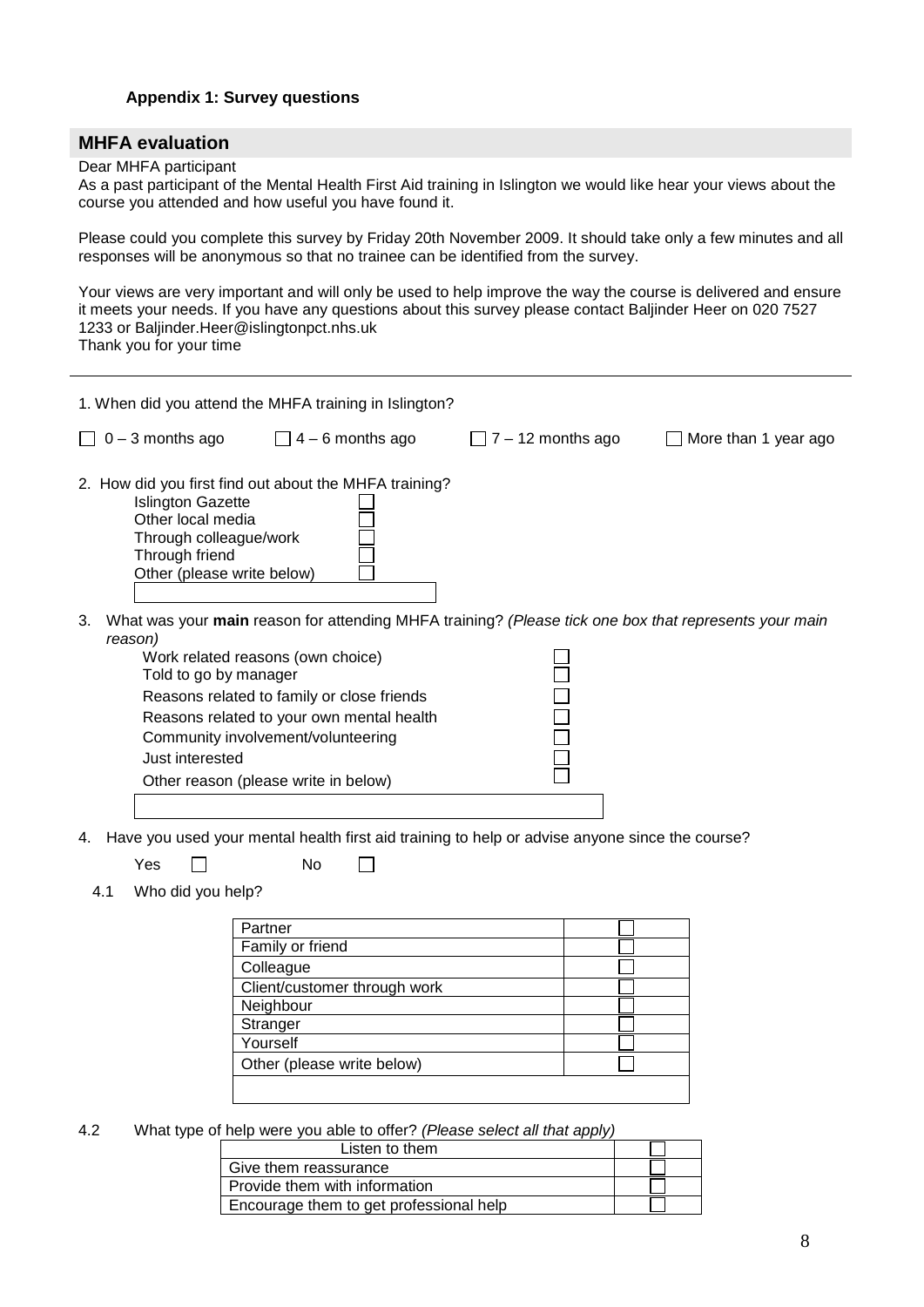**Appendix 1: Survey questions**

## MHFA evaluation

Dear MHFA participant

As a past participant of the Mental Health First Aid training in Islington we would like hear your views about the course you attended and how useful you have found it.

Please could you complete this survey by Friday 20th November 2009. It should take only a few minutes and all responses will be anonymous so that no trainee can be identified from the survey.

Your views are very important and will only be used to help improve the way the course is delivered and ensure it meets your needs. If you have any questions about this survey please contact Baljinder Heer on 020 7527 1233 or Baljinder.Heer@islingtonpct.nhs.uk

Thank you for your time

---

1. When did you attend the MHFA training in Islington?

☐ 0 – 3 months ago ☐ 4 – 6 months ago ☐ 7 – 12 months ago ☐ More than 1 year ago

2. How did you first find out about the MHFA training?

   - Islington Gazette ☐
   - Other local media ☐
   - Through colleague/work ☐
   - Through friend ☐
   - Other (please write below) ☐

3. What was your **main** reason for attending MHFA training? *(Please tick one box that represents your main reason)*

   - Work related reasons (own choice) ☐
   - Told to go by manager ☐
   - Reasons related to family or close friends ☐
   - Reasons related to your own mental health ☐
   - Community involvement/volunteering ☐
   - Just interested ☐
   - Other reason (please write in below) ☐

4. Have you used your mental health first aid training to help or advise anyone since the course?

   Yes ☐ No ☐

   4.1 Who did you help?

| | |
|---|---|
| Partner | ☐ |
| Family or friend | ☐ |
| Colleague | ☐ |
| Client/customer through work | ☐ |
| Neighbour | ☐ |
| Stranger | ☐ |
| Yourself | ☐ |
| Other (please write below) | ☐ |
| | |

4.2 What type of help were you able to offer? *(Please select all that apply)*

| | |
|---|---|
| Listen to them | ☐ |
| Give them reassurance | ☐ |
| Provide them with information | ☐ |
| Encourage them to get professional help | ☐ |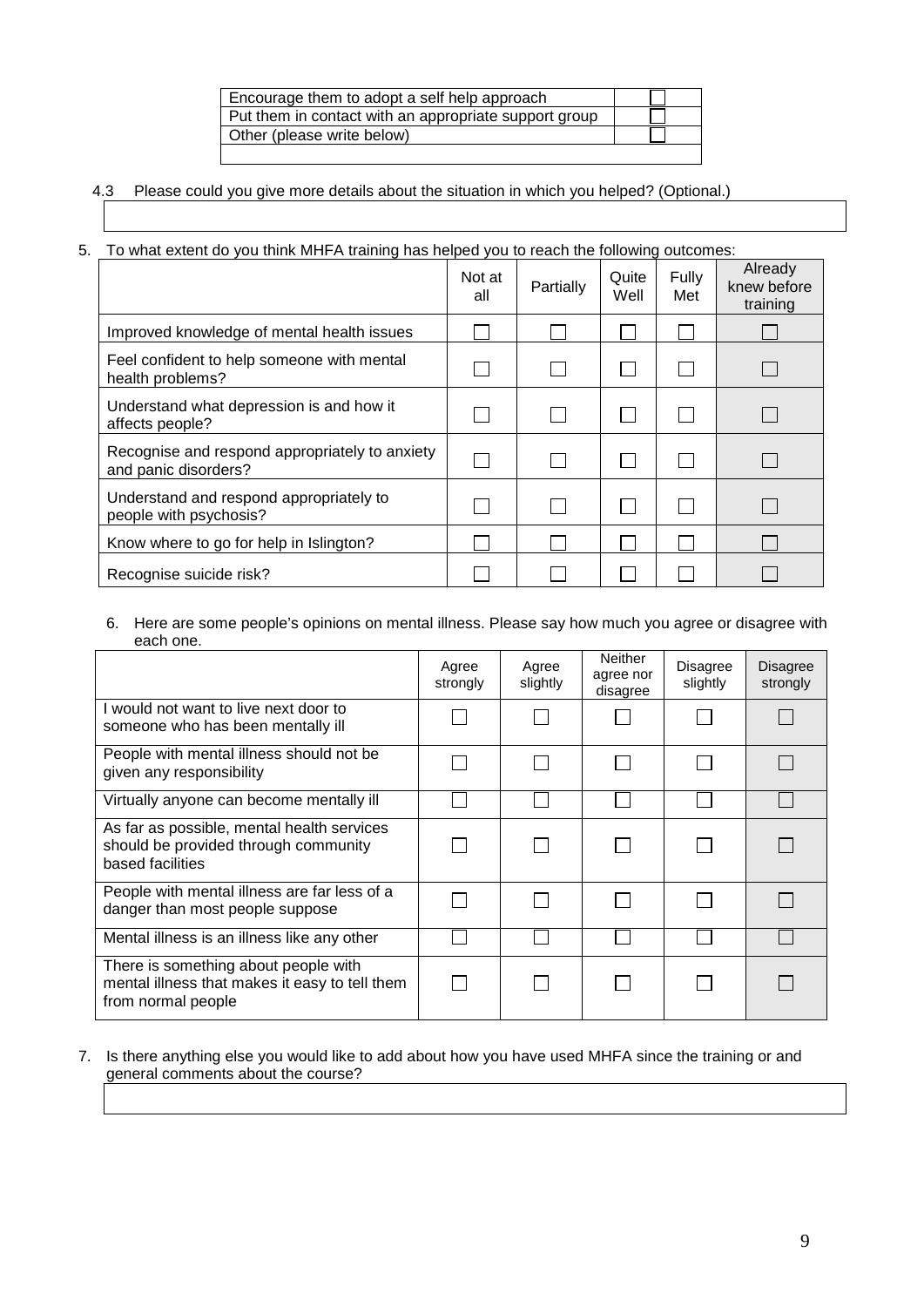| | |
|---|---|
| Encourage them to adopt a self help approach | ☐ |
| Put them in contact with an appropriate support group | ☐ |
| Other (please write below) | ☐ |
| | |

4.3 Please could you give more details about the situation in which you helped? (Optional.)

| |
|---|
| |

5. To what extent do you think MHFA training has helped you to reach the following outcomes:

| | Not at all | Partially | Quite Well | Fully Met | Already knew before training |
|---|---|---|---|---|---|
| Improved knowledge of mental health issues | ☐ | ☐ | ☐ | ☐ | ☐ |
| Feel confident to help someone with mental health problems? | ☐ | ☐ | ☐ | ☐ | ☐ |
| Understand what depression is and how it affects people? | ☐ | ☐ | ☐ | ☐ | ☐ |
| Recognise and respond appropriately to anxiety and panic disorders? | ☐ | ☐ | ☐ | ☐ | ☐ |
| Understand and respond appropriately to people with psychosis? | ☐ | ☐ | ☐ | ☐ | ☐ |
| Know where to go for help in Islington? | ☐ | ☐ | ☐ | ☐ | ☐ |
| Recognise suicide risk? | ☐ | ☐ | ☐ | ☐ | ☐ |

6. Here are some people's opinions on mental illness. Please say how much you agree or disagree with each one.

| | Agree strongly | Agree slightly | Neither agree nor disagree | Disagree slightly | Disagree strongly |
|---|---|---|---|---|---|
| I would not want to live next door to someone who has been mentally ill | ☐ | ☐ | ☐ | ☐ | ☐ |
| People with mental illness should not be given any responsibility | ☐ | ☐ | ☐ | ☐ | ☐ |
| Virtually anyone can become mentally ill | ☐ | ☐ | ☐ | ☐ | ☐ |
| As far as possible, mental health services should be provided through community based facilities | ☐ | ☐ | ☐ | ☐ | ☐ |
| People with mental illness are far less of a danger than most people suppose | ☐ | ☐ | ☐ | ☐ | ☐ |
| Mental illness is an illness like any other | ☐ | ☐ | ☐ | ☐ | ☐ |
| There is something about people with mental illness that makes it easy to tell them from normal people | ☐ | ☐ | ☐ | ☐ | ☐ |

7. Is there anything else you would like to add about how you have used MHFA since the training or and general comments about the course?

| |
|---|
| |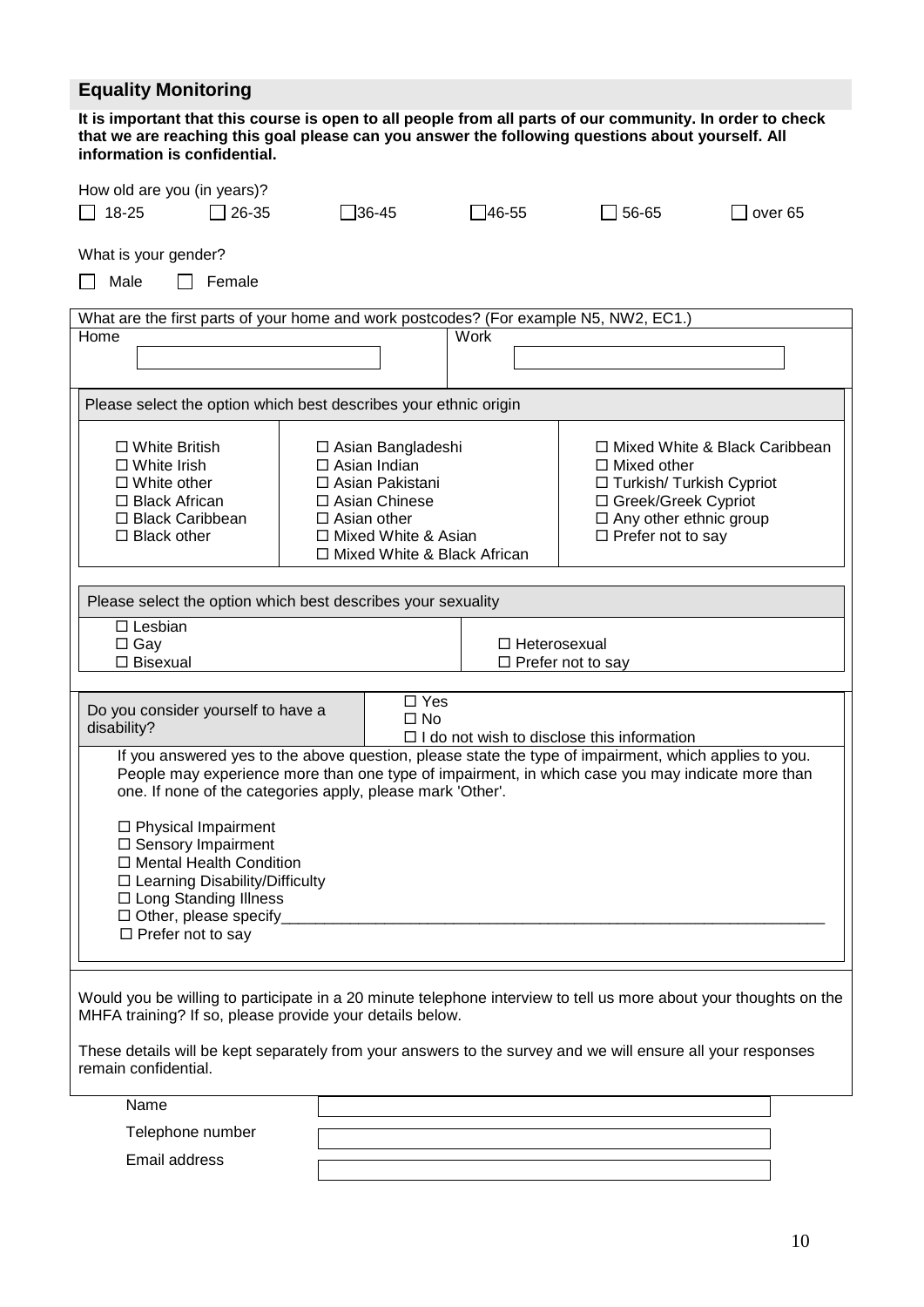## Equality Monitoring

**It is important that this course is open to all people from all parts of our community. In order to check that we are reaching this goal please can you answer the following questions about yourself. All information is confidential.**

How old are you (in years)?

☐ 18-25 ☐ 26-35 ☐ 36-45 ☐ 46-55 ☐ 56-65 ☐ over 65

What is your gender?

☐ Male ☐ Female

What are the first parts of your home and work postcodes? (For example N5, NW2, EC1.)

| Home | Work |
|---|---|
| | |

Please select the option which best describes your ethnic origin

| | | |
|---|---|---|
| ☐ White British<br>☐ White Irish<br>☐ White other<br>☐ Black African<br>☐ Black Caribbean<br>☐ Black other | ☐ Asian Bangladeshi<br>☐ Asian Indian<br>☐ Asian Pakistani<br>☐ Asian Chinese<br>☐ Asian other<br>☐ Mixed White & Asian<br>☐ Mixed White & Black African | ☐ Mixed White & Black Caribbean<br>☐ Mixed other<br>☐ Turkish/ Turkish Cypriot<br>☐ Greek/Greek Cypriot<br>☐ Any other ethnic group<br>☐ Prefer not to say |

Please select the option which best describes your sexuality

| | |
|---|---|
| ☐ Lesbian<br>☐ Gay<br>☐ Bisexual | ☐ Heterosexual<br>☐ Prefer not to say |

Do you consider yourself to have a disability?

☐ Yes
☐ No
☐ I do not wish to disclose this information

If you answered yes to the above question, please state the type of impairment, which applies to you. People may experience more than one type of impairment, in which case you may indicate more than one. If none of the categories apply, please mark 'Other'.

☐ Physical Impairment
☐ Sensory Impairment
☐ Mental Health Condition
☐ Learning Disability/Difficulty
☐ Long Standing Illness
☐ Other, please specify_______________________________________________
☐ Prefer not to say

Would you be willing to participate in a 20 minute telephone interview to tell us more about your thoughts on the MHFA training? If so, please provide your details below.

These details will be kept separately from your answers to the survey and we will ensure all your responses remain confidential.

| | |
|---|---|
| Name | |
| Telephone number | |
| Email address | |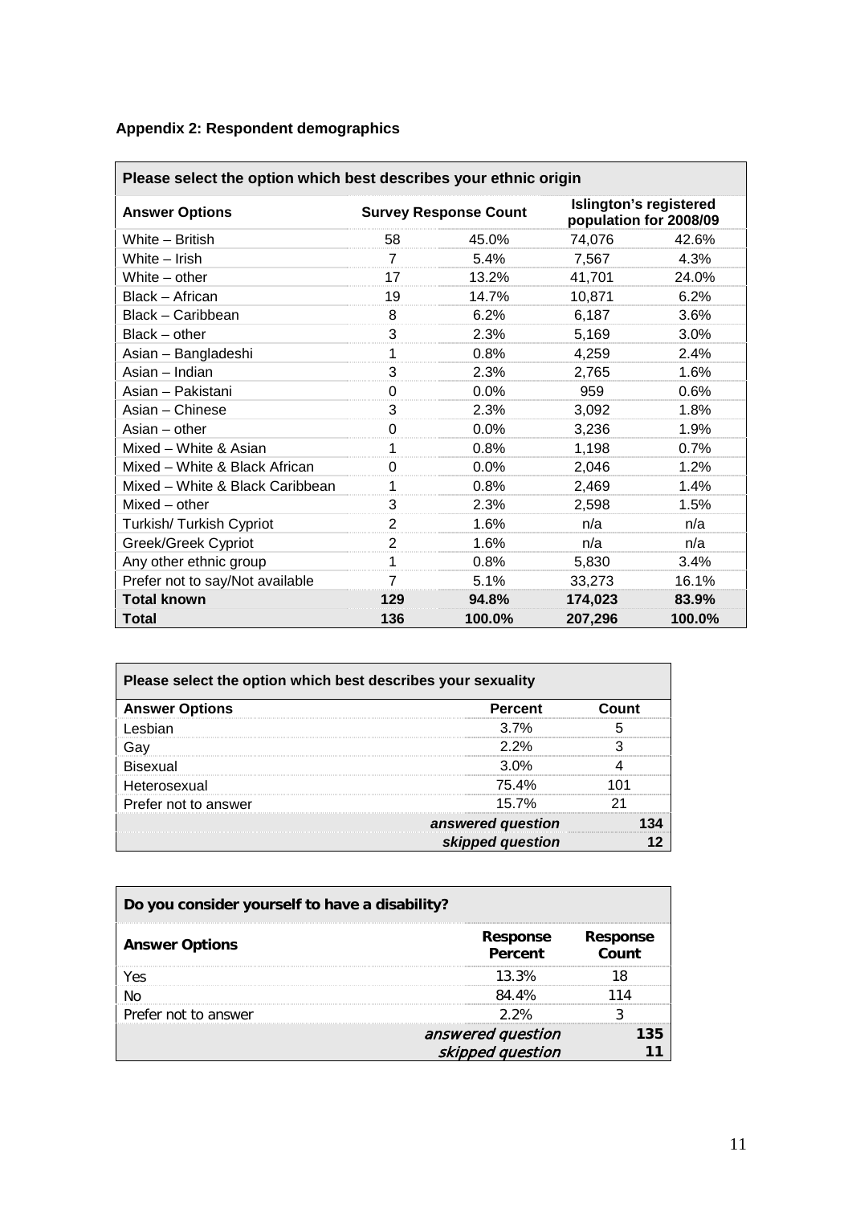**Appendix 2: Respondent demographics**

| Please select the option which best describes your ethnic origin | | | | |
|---|---|---|---|---|
| **Answer Options** | **Survey Response Count** | | **Islington's registered population for 2008/09** | |
| White – British | 58 | 45.0% | 74,076 | 42.6% |
| White – Irish | 7 | 5.4% | 7,567 | 4.3% |
| White – other | 17 | 13.2% | 41,701 | 24.0% |
| Black – African | 19 | 14.7% | 10,871 | 6.2% |
| Black – Caribbean | 8 | 6.2% | 6,187 | 3.6% |
| Black – other | 3 | 2.3% | 5,169 | 3.0% |
| Asian – Bangladeshi | 1 | 0.8% | 4,259 | 2.4% |
| Asian – Indian | 3 | 2.3% | 2,765 | 1.6% |
| Asian – Pakistani | 0 | 0.0% | 959 | 0.6% |
| Asian – Chinese | 3 | 2.3% | 3,092 | 1.8% |
| Asian – other | 0 | 0.0% | 3,236 | 1.9% |
| Mixed – White & Asian | 1 | 0.8% | 1,198 | 0.7% |
| Mixed – White & Black African | 0 | 0.0% | 2,046 | 1.2% |
| Mixed – White & Black Caribbean | 1 | 0.8% | 2,469 | 1.4% |
| Mixed – other | 3 | 2.3% | 2,598 | 1.5% |
| Turkish/ Turkish Cypriot | 2 | 1.6% | n/a | n/a |
| Greek/Greek Cypriot | 2 | 1.6% | n/a | n/a |
| Any other ethnic group | 1 | 0.8% | 5,830 | 3.4% |
| Prefer not to say/Not available | 7 | 5.1% | 33,273 | 16.1% |
| **Total known** | **129** | **94.8%** | **174,023** | **83.9%** |
| **Total** | **136** | **100.0%** | **207,296** | **100.0%** |

| Please select the option which best describes your sexuality | | |
|---|---|---|
| **Answer Options** | **Percent** | **Count** |
| Lesbian | 3.7% | 5 |
| Gay | 2.2% | 3 |
| Bisexual | 3.0% | 4 |
| Heterosexual | 75.4% | 101 |
| Prefer not to answer | 15.7% | 21 |
| | *answered question* | **134** |
| | *skipped question* | **12** |

| Do you consider yourself to have a disability? | | |
|---|---|---|
| **Answer Options** | **Response Percent** | **Response Count** |
| Yes | 13.3% | 18 |
| No | 84.4% | 114 |
| Prefer not to answer | 2.2% | 3 |
| | *answered question* | **135** |
| | *skipped question* | **11** |